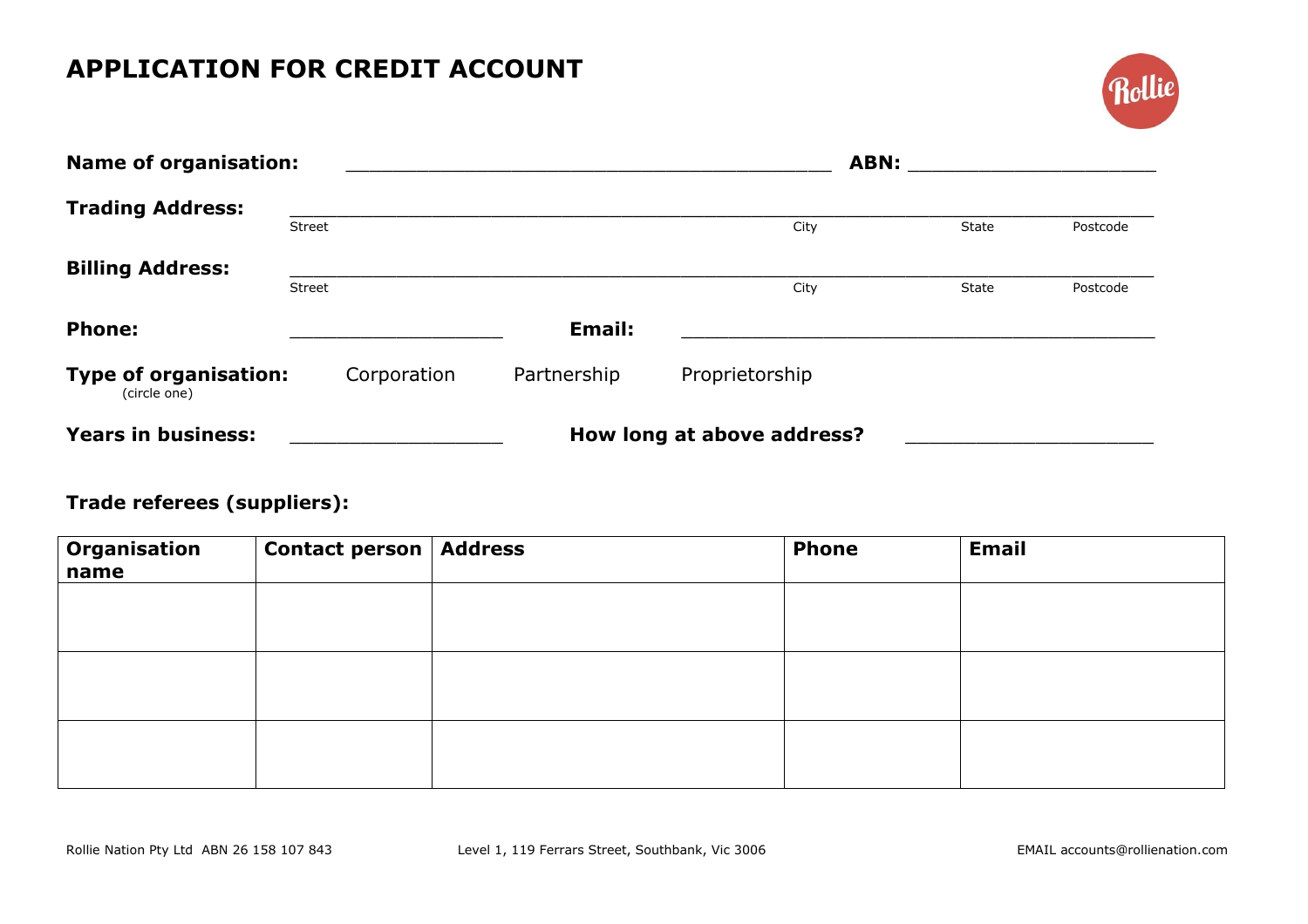# APPLICATION FOR CREDIT ACCOUNT

**Name of organisation:** ____________________________________________ **ABN:** ______________________

**Trading Address:** ______________________________________________________________________________

Street City State Postcode

**Billing Address:** ______________________________________________________________________________

Street City State Postcode

**Phone:** ____________________ **Email:** ____________________________________________

**Type of organisation:** (circle one) Corporation Partnership Proprietorship

**Years in business:** ____________________ **How long at above address?** ______________________

**Trade referees (suppliers):**

| Organisation name | Contact person | Address | Phone | Email |
|---|---|---|---|---|
| | | | | |
| | | | | |
| | | | | |

Rollie Nation Pty Ltd ABN 26 158 107 843 Level 1, 119 Ferrars Street, Southbank, Vic 3006 EMAIL accounts@rollienation.com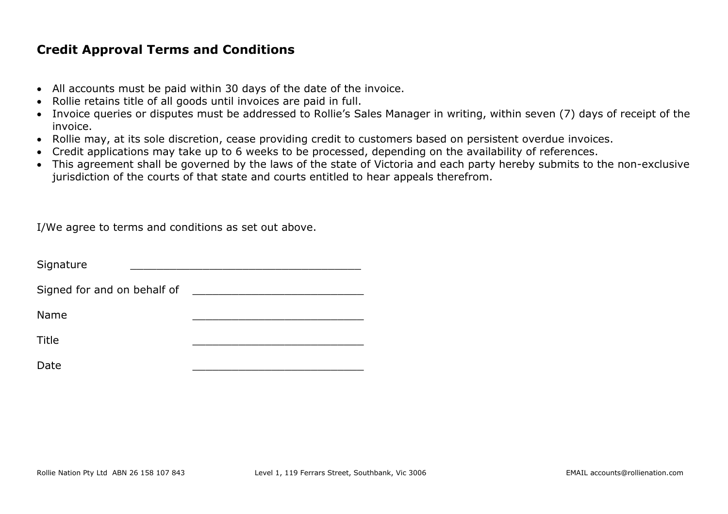## Credit Approval Terms and Conditions

- All accounts must be paid within 30 days of the date of the invoice.
- Rollie retains title of all goods until invoices are paid in full.
- Invoice queries or disputes must be addressed to Rollie's Sales Manager in writing, within seven (7) days of receipt of the invoice.
- Rollie may, at its sole discretion, cease providing credit to customers based on persistent overdue invoices.
- Credit applications may take up to 6 weeks to be processed, depending on the availability of references.
- This agreement shall be governed by the laws of the state of Victoria and each party hereby submits to the non-exclusive jurisdiction of the courts of that state and courts entitled to hear appeals therefrom.

I/We agree to terms and conditions as set out above.

Signature ___________________________________

Signed for and on behalf of __________________________

Name __________________________

Title __________________________

Date __________________________

Rollie Nation Pty Ltd ABN 26 158 107 843 Level 1, 119 Ferrars Street, Southbank, Vic 3006 EMAIL accounts@rollienation.com